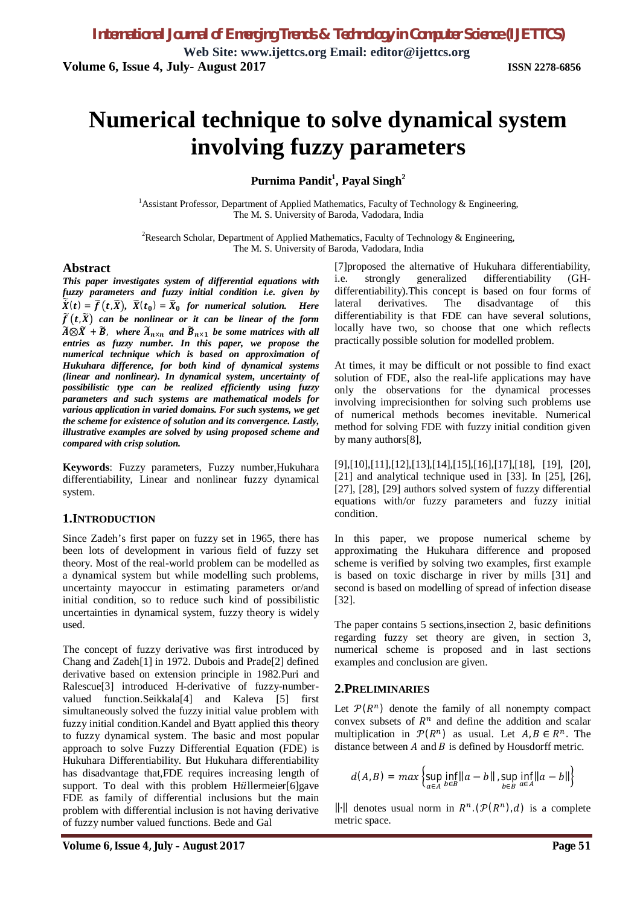# Numerical technique to solve dynamical system involving fuzzy parameters

**Purnima Pandit[1], Payal Singh[2]**

[1]Assistant Professor, Department of Applied Mathematics, Faculty of Technology & Engineering, The M. S. University of Baroda, Vadodara, India

[2]Research Scholar, Department of Applied Mathematics, Faculty of Technology & Engineering, The M. S. University of Baroda, Vadodara, India

## Abstract

***This paper investigates system of differential equations with fuzzy parameters and fuzzy initial condition i.e. given by*** $\dot{\widetilde{X}}(t) = \widetilde{f}(t,\widetilde{X}),\ \widetilde{X}(t_0) = \widetilde{X}_0$ ***for numerical solution. Here*** $\widetilde{f}(t,\widetilde{X})$ ***can be nonlinear or it can be linear of the form*** $\widetilde{A} \otimes \widetilde{X} + \widetilde{B}$, ***where*** $\widetilde{A}_{n\times n}$ ***and*** $\widetilde{B}_{n\times 1}$ ***be some matrices with all entries as fuzzy number. In this paper, we propose the numerical technique which is based on approximation of Hukuhara difference, for both kind of dynamical systems (linear and nonlinear). In dynamical system, uncertainty of possibilistic type can be realized efficiently using fuzzy parameters and such systems are mathematical models for various application in varied domains. For such systems, we get the scheme for existence of solution and its convergence. Lastly, illustrative examples are solved by using proposed scheme and compared with crisp solution.***

**Keywords**: Fuzzy parameters, Fuzzy number,Hukuhara differentiability, Linear and nonlinear fuzzy dynamical system.

## 1.INTRODUCTION

Since Zadeh's first paper on fuzzy set in 1965, there has been lots of development in various field of fuzzy set theory. Most of the real-world problem can be modelled as a dynamical system but while modelling such problems, uncertainty mayoccur in estimating parameters or/and initial condition, so to reduce such kind of possibilistic uncertainties in dynamical system, fuzzy theory is widely used.

The concept of fuzzy derivative was first introduced by Chang and Zadeh[1] in 1972. Dubois and Prade[2] defined derivative based on extension principle in 1982.Puri and Ralescue[3] introduced H-derivative of fuzzy-number-valued function.Seikkala[4] and Kaleva [5] first simultaneously solved the fuzzy initial value problem with fuzzy initial condition.Kandel and Byatt applied this theory to fuzzy dynamical system. The basic and most popular approach to solve Fuzzy Differential Equation (FDE) is Hukuhara Differentiability. But Hukuhara differentiability has disadvantage that,FDE requires increasing length of support. To deal with this problem H$\ddot{u}$llermeier[6]gave FDE as family of differential inclusions but the main problem with differential inclusion is not having derivative of fuzzy number valued functions. Bede and Gal [7]proposed the alternative of Hukuhara differentiability, i.e. strongly generalized differentiability (GH-differentiability).This concept is based on four forms of lateral derivatives. The disadvantage of this differentiability is that FDE can have several solutions, locally have two, so choose that one which reflects practically possible solution for modelled problem.

At times, it may be difficult or not possible to find exact solution of FDE, also the real-life applications may have only the observations for the dynamical processes involving imprecisionthen for solving such problems use of numerical methods becomes inevitable. Numerical method for solving FDE with fuzzy initial condition given by many authors[8],

[9],[10],[11],[12],[13],[14],[15],[16],[17],[18], [19], [20], [21] and analytical technique used in [33]. In [25], [26], [27], [28], [29] authors solved system of fuzzy differential equations with/or fuzzy parameters and fuzzy initial condition.

In this paper, we propose numerical scheme by approximating the Hukuhara difference and proposed scheme is verified by solving two examples, first example is based on toxic discharge in river by mills [31] and second is based on modelling of spread of infection disease [32].

The paper contains 5 sections,insection 2, basic definitions regarding fuzzy set theory are given, in section 3, numerical scheme is proposed and in last sections examples and conclusion are given.

## 2.PRELIMINARIES

Let $\mathcal{P}(R^n)$ denote the family of all nonempty compact convex subsets of $R^n$ and define the addition and scalar multiplication in $\mathcal{P}(R^n)$ as usual. Let $A, B \in R^n$. The distance between $A$ and $B$ is defined by Housdorff metric.

$$d(A,B) = max\left\{\sup_{a\in A}\inf_{b\in B}\|a-b\|, \sup_{b\in B}\inf_{a\in A}\|a-b\|\right\}$$

$\|\cdot\|$ denotes usual norm in $R^n$.$(\mathcal{P}(R^n), d)$ is a complete metric space.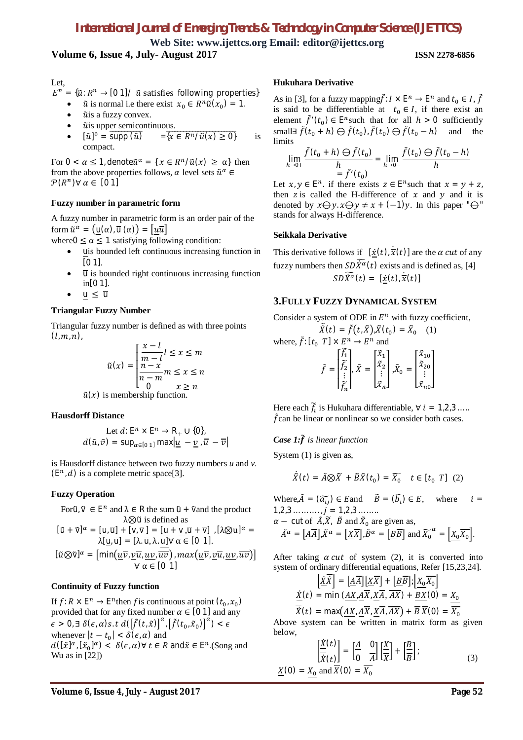Let,

$E^n = \{\tilde{u}: R^n \to [0\ 1] /\ \tilde{u}$ satisfies following properties$\}$

- $\tilde{u}$ is normal i.e there exist $x_0 \in R^n \tilde{u}(x_0) = 1$.
- $\tilde{u}$is a fuzzy convex.
- $\tilde{u}$is upper semicontinuous.
- $[\tilde{u}]^0 = \text{supp}(\tilde{u}) \quad = \overline{\{x \in R^n / \tilde{u}(x) \geq 0\}}$ is compact.

For $0 < \alpha \leq 1$, denote$\tilde{u}^\alpha = \{x \in R^n / \tilde{u}(x) \geq \alpha\}$ then from the above properties follows, $\alpha$ level sets $\tilde{u}^\alpha \in \mathcal{P}(R^n) \forall \alpha \in [0\ 1]$

### Fuzzy number in parametric form

A fuzzy number in parametric form is an order pair of the form $\tilde{u}^\alpha = (\underline{u}(\alpha), \overline{u}(\alpha)) = [\underline{u}\overline{u}]$

where$0 \leq \alpha \leq 1$ satisfying following condition:

- $\underline{u}$is bounded left continuous increasing function in $[0\ 1]$.
- $\overline{u}$ is bounded right continuous increasing function in$[0\ 1]$.
- $\underline{u} \leq \overline{u}$

### Triangular Fuzzy Number

Triangular fuzzy number is defined as with three points $(l, m, n)$,

$$\tilde{u}(x) = \begin{cases} \dfrac{x-l}{m-l} l \leq x \leq m \\ \dfrac{n-x}{n-m} m \leq x \leq n \\ 0 \qquad x \geq n \end{cases}$$

$\tilde{u}(x)$ is membership function.

### Hausdorff Distance

Let $d: E^n \times E^n \to R_+ \cup \{0\}$,

$$d(\tilde{u}, \tilde{v}) = \sup_{\alpha \in [0\ 1]} \max|\underline{u} - \underline{v}, \overline{u} - \overline{v}|$$

is Hausdorff distance between two fuzzy numbers *u* and *v*. $(E^n, d)$ is a complete metric space[3].

### Fuzzy Operation

For$\tilde{u}, \tilde{v} \in E^n$ and $\lambda \in R$ the sum $\tilde{u} + \tilde{v}$and the product $\lambda \otimes \tilde{u}$ is defined as

$$[\tilde{u} + \tilde{v}]^\alpha = [\underline{u}, \overline{u}] + [\underline{v}, \overline{v}] = [\underline{u} + \underline{v}, \overline{u} + \overline{v}],\ [\lambda \otimes u]^\alpha = \lambda[\underline{u}, \overline{u}] = [\lambda.\overline{u}, \lambda.\underline{u}] \forall \alpha \in [0\ 1].$$

$$[\tilde{u} \otimes \tilde{v}]^\alpha = [\min(\underline{uv}, \underline{v}\overline{u}, \underline{u}\overline{v}, \overline{uv}), \max(\underline{uv}, \underline{v}\overline{u}, \underline{u}\overline{v}, \overline{uv})] \ \forall \alpha \in [0\ 1]$$

### Continuity of Fuzzy function

If $f: R \times E^n \to E^n$then $f$is continuous at point $(t_0, x_0)$ provided that for any fixed number $\alpha \in [0\ 1]$ and any $\epsilon > 0, \exists\ \delta(\epsilon, \alpha) s.t\ d([\tilde{f}(t, \tilde{x})]^\alpha, [\tilde{f}(t_0, \tilde{x}_0)]^\alpha) < \epsilon$ whenever $|t - t_0| < \delta(\epsilon, \alpha)$ and $d([\tilde{x}]^\alpha, [\tilde{x}_0]^\alpha) < \delta(\epsilon, \alpha) \forall t \in R$ and$\tilde{x} \in E^n$.(Song and Wu as in [22])

### Hukuhara Derivative

As in [3], for a fuzzy mapping$\tilde{f}: I \times E^n \to E^n$ and $t_0 \in I$, $\tilde{f}$ is said to be differentiable at $t_0 \in I$, if there exist an element $\tilde{f}'(t_0) \in E^n$such that for all $h > 0$ sufficiently small$\exists\ \tilde{f}(t_0 + h) \ominus \tilde{f}(t_0), \tilde{f}(t_0) \ominus \tilde{f}(t_0 - h)$ and the limits

$$\lim_{h \to 0+} \frac{\tilde{f}(t_0 + h) \ominus \tilde{f}(t_0)}{h} = \lim_{h \to 0-} \frac{\tilde{f}(t_0) \ominus \tilde{f}(t_0 - h)}{h} = \tilde{f}'(t_0)$$

Let $x, y \in E^n$. if there exists $z \in E^n$such that $x = y + z$, then $z$ is called the H-difference of $x$ and $y$ and it is denoted by $x \ominus y$. $x \ominus y \neq x + (-1)y$. In this paper "$\ominus$" stands for always H-difference.

### Seikkala Derivative

This derivative follows if $[\underline{\dot{x}}(t), \dot{\overline{x}}(t)]$ are the $\alpha\ cut$ of any fuzzy numbers then $SD\widetilde{X^\alpha}(t)$ exists and is defined as, [4]

$$SD\widetilde{X^\alpha}(t) = [\underline{\dot{x}}(t), \dot{\overline{x}}(t)]$$

## 3.Fully Fuzzy Dynamical System

Consider a system of ODE in $E^n$ with fuzzy coefficient,

$$\dot{\tilde{X}}(t) = \tilde{f}(t, \tilde{X}), \tilde{X}(t_0) = \tilde{X}_0 \quad (1)$$

where, $\tilde{f}: [t_0\ T] \times E^n \to E^n$ and

$$\tilde{f} = \begin{bmatrix} \tilde{f}_1 \\ \tilde{f}_2 \\ \vdots \\ \tilde{f}_n \end{bmatrix}, \tilde{X} = \begin{bmatrix} \tilde{x}_1 \\ \tilde{x}_2 \\ \vdots \\ \tilde{x}_n \end{bmatrix}, \tilde{X}_0 = \begin{bmatrix} \tilde{x}_{10} \\ \tilde{x}_{20} \\ \vdots \\ \tilde{x}_{n0} \end{bmatrix}$$

Here each $\tilde{f}_i$ is Hukuhara differentiable, $\forall\ i = 1,2,3 \ldots$. $\tilde{f}$can be linear or nonlinear so we consider both cases.

***Case 1:$\tilde{f}$ is linear function***

System (1) is given as,

$$\dot{\tilde{X}}(t) = \tilde{A} \otimes \tilde{X} + \tilde{B}\tilde{X}(t_0) = \widetilde{X_0} \quad t \in [t_0\ T] \ (2)$$

Where,$\tilde{A} = (\widetilde{a_{ij}}) \in E$and $\tilde{B} = (\widetilde{b_i}) \in E$, where $i = 1,2,3 \ldots\ldots\ldots, j = 1,2,3 \ldots\ldots$.

$\alpha -$ cut of $\tilde{A}, \tilde{X}, \tilde{B}$ and $\tilde{X}_0$ are given as,

$$\tilde{A}^\alpha = [\underline{A}\overline{A}], \tilde{X}^\alpha = [\underline{X}\overline{X}], \tilde{B}^\alpha = [\underline{B}\overline{B}] \text{ and } \widetilde{X_0}^\alpha = [\underline{X_0}\overline{X_0}].$$

After taking $\alpha\ cut$ of system (2), it is converted into system of ordinary differential equations, Refer [15,23,24].

$$[\underline{\dot{X}}\dot{\overline{X}}] = [\underline{A}\overline{A}][\underline{X}\overline{X}] + [\underline{B}\overline{B}]; [\underline{X_0}\overline{X_0}]$$

$$\underline{\dot{X}}(t) = \min(\underline{AX}, \underline{A}\overline{X}, \underline{X}\overline{A}, \overline{AX}) + \underline{BX}(0) = \underline{X_0}$$

$$\dot{\overline{X}}(t) = \max(\underline{AX}, \underline{A}\overline{X}, \underline{X}\overline{A}, \overline{AX}) + \overline{B}\,\overline{X}(0) = \overline{X_0}$$

Above system can be written in matrix form as given below,

$$\begin{bmatrix} \underline{\dot{X}}(t) \\ \dot{\overline{X}}(t) \end{bmatrix} = \begin{bmatrix} \underline{A} & 0 \\ 0 & \overline{A} \end{bmatrix} \begin{bmatrix} \underline{X} \\ \overline{X} \end{bmatrix} + \begin{bmatrix} \underline{B} \\ \overline{B} \end{bmatrix}; \qquad (3)$$

$\underline{X}(0) = \underline{X_0}$ and $\overline{X}(0) = \overline{X_0}$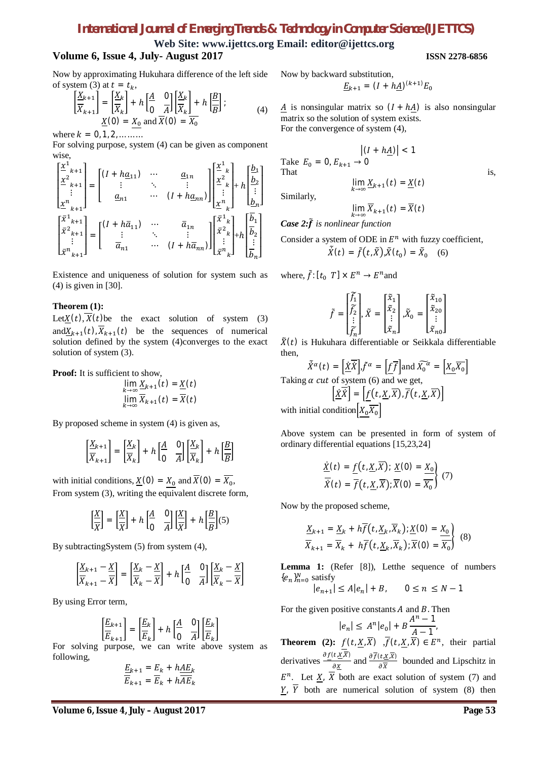Now by approximating Hukuhara difference of the left side of system (3) at $t = t_k$,

$$\begin{bmatrix}\underline{X}_{k+1}\\ \overline{X}_{k+1}\end{bmatrix} = \begin{bmatrix}\underline{X}_k\\ \overline{X}_k\end{bmatrix} + h\begin{bmatrix}\underline{A} & 0\\ 0 & \overline{A}\end{bmatrix}\begin{bmatrix}\underline{X}_k\\ \overline{X}_k\end{bmatrix} + h\begin{bmatrix}\underline{B}\\ \overline{B}\end{bmatrix}; \quad \underline{X}(0) = \underline{X_0} \text{ and } \overline{X}(0) = \overline{X_0} \tag{4}$$

where $k = 0,1,2,\ldots\ldots\ldots$

For solving purpose, system (4) can be given as component wise,

$$\begin{bmatrix}\underline{x}^1{}_{k+1}\\ \underline{x}^2{}_{k+1}\\ \vdots\\ \underline{x}^n{}_{k+1}\end{bmatrix} = \begin{bmatrix}(I + h\underline{a}_{11}) & \cdots & \underline{a}_{1n}\\ \vdots & \ddots & \vdots\\ \underline{a}_{n1} & \cdots & (I + h\underline{a}_{nn})\end{bmatrix}\begin{bmatrix}\underline{x}^1{}_k\\ \underline{x}^2{}_k\\ \vdots\\ \underline{x}^n{}_k\end{bmatrix} + h\begin{bmatrix}\underline{b}_1\\ \underline{b}_2\\ \vdots\\ \underline{b}_n\end{bmatrix}$$

$$\begin{bmatrix}\overline{x}^1{}_{k+1}\\ \overline{x}^2{}_{k+1}\\ \vdots\\ \overline{x}^n{}_{k+1}\end{bmatrix} = \begin{bmatrix}(I + h\overline{a}_{11}) & \cdots & \overline{a}_{1n}\\ \vdots & \ddots & \vdots\\ \overline{a}_{n1} & \cdots & (I + h\overline{a}_{nn})\end{bmatrix}\begin{bmatrix}\overline{x}^1{}_k\\ \overline{x}^2{}_k\\ \vdots\\ \overline{x}^n{}_k\end{bmatrix} + h\begin{bmatrix}\overline{b}_1\\ \overline{b}_2\\ \vdots\\ \overline{b}_n\end{bmatrix}$$

Existence and uniqueness of solution for system such as (4) is given in [30].

**Theorem (1):**

Let $\underline{X}(t), \overline{X}(t)$ be the exact solution of system (3) and $\underline{X}_{k+1}(t), \overline{X}_{k+1}(t)$ be the sequences of numerical solution defined by the system (4) converges to the exact solution of system (3).

**Proof:** It is sufficient to show,

$$\lim_{k\to\infty} \underline{X}_{k+1}(t) = \underline{X}(t)$$
$$\lim_{k\to\infty} \overline{X}_{k+1}(t) = \overline{X}(t)$$

By proposed scheme in system (4) is given as,

$$\begin{bmatrix}\underline{X}_{k+1}\\ \overline{X}_{k+1}\end{bmatrix} = \begin{bmatrix}\underline{X}_k\\ \overline{X}_k\end{bmatrix} + h\begin{bmatrix}\underline{A} & 0\\ 0 & \overline{A}\end{bmatrix}\begin{bmatrix}\underline{X}_k\\ \overline{X}_k\end{bmatrix} + h\begin{bmatrix}\underline{B}\\ \overline{B}\end{bmatrix}$$

with initial conditions, $\underline{X}(0) = \underline{X_0}$ and $\overline{X}(0) = \overline{X_0}$,

From system (3), writing the equivalent discrete form,

$$\begin{bmatrix}\underline{X}\\ \overline{X}\end{bmatrix} = \begin{bmatrix}\underline{X}\\ \overline{X}\end{bmatrix} + h\begin{bmatrix}\underline{A} & 0\\ 0 & \overline{A}\end{bmatrix}\begin{bmatrix}\underline{X}\\ \overline{X}\end{bmatrix} + h\begin{bmatrix}\underline{B}\\ \overline{B}\end{bmatrix} \tag{5}$$

By subtracting System (5) from system (4),

$$\begin{bmatrix}\underline{X}_{k+1} - \underline{X}\\ \overline{X}_{k+1} - \overline{X}\end{bmatrix} = \begin{bmatrix}\underline{X}_k - \underline{X}\\ \overline{X}_k - \overline{X}\end{bmatrix} + h\begin{bmatrix}\underline{A} & 0\\ 0 & \overline{A}\end{bmatrix}\begin{bmatrix}\underline{X}_k - \underline{X}\\ \overline{X}_k - \overline{X}\end{bmatrix}$$

By using Error term,

$$\begin{bmatrix}\underline{E}_{k+1}\\ \overline{E}_{k+1}\end{bmatrix} = \begin{bmatrix}\underline{E}_k\\ \overline{E}_k\end{bmatrix} + h\begin{bmatrix}\underline{A} & 0\\ 0 & \overline{A}\end{bmatrix}\begin{bmatrix}\underline{E}_k\\ \overline{E}_k\end{bmatrix}$$

For solving purpose, we can write above system as following,

$$\underline{E}_{k+1} = \underline{E}_k + h\underline{A}\underline{E}_k$$
$$\overline{E}_{k+1} = \overline{E}_k + h\overline{A}\overline{E}_k$$

Now by backward substitution,

$$\underline{E}_{k+1} = (I + h\underline{A})^{(k+1)} \underline{E}_0$$

$\underline{A}$ is nonsingular matrix so $(I + h\underline{A})$ is also nonsingular matrix so the solution of system exists.

For the convergence of system (4),

$$|(I + h\underline{A})| < 1$$

Take $\underline{E}_0 = 0, \underline{E}_{k+1} \to 0$

That is,

$$\lim_{k\to\infty} \underline{X}_{k+1}(t) = \underline{X}(t)$$

Similarly,

$$\lim_{k\to\infty} \overline{X}_{k+1}(t) = \overline{X}(t)$$

***Case 2:*** *$\tilde{f}$ is nonlinear function*

Consider a system of ODE in $E^n$ with fuzzy coefficient,

$$\dot{\tilde{X}}(t) = \tilde{f}(t, \tilde{X}), \tilde{X}(t_0) = \tilde{X}_0 \tag{6}$$

where, $\tilde{f} : [t_0 \ T] \times E^n \to E^n$ and

$$\tilde{f} = \begin{bmatrix}\tilde{f}_1\\ \tilde{f}_2\\ \vdots\\ \tilde{f}_n\end{bmatrix}, \tilde{X} = \begin{bmatrix}\tilde{x}_1\\ \tilde{x}_2\\ \vdots\\ \tilde{x}_n\end{bmatrix}, \tilde{X}_0 = \begin{bmatrix}\tilde{x}_{10}\\ \tilde{x}_{20}\\ \vdots\\ \tilde{x}_{n0}\end{bmatrix}$$

$\tilde{X}(t)$ is Hukuhara differentiable or Seikkala differentiable then,

$$\dot{\tilde{X}}^\alpha(t) = \left[\dot{\underline{X}}\dot{\overline{X}}\right], \tilde{f}^\alpha = \left[\underline{f}\,\overline{f}\right] \text{ and } \widetilde{X_0}^\alpha = \left[\underline{X_0}\,\overline{X_0}\right]$$

Taking $\alpha$ *cut* of system (6) and we get,

$$\left[\dot{\underline{X}}\dot{\overline{X}}\right] = \left[\underline{f}(t, \underline{X}, \overline{X}), \overline{f}(t, \underline{X}, \overline{X})\right]$$

with initial condition $\left[\underline{X_0}\,\overline{X_0}\right]$

Above system can be presented in form of system of ordinary differential equations [15,23,24]

$$\left.\begin{aligned}\dot{\underline{X}}(t) &= \underline{f}(t, \underline{X}, \overline{X});\ \underline{X}(0) = \underline{X_0}\\ \dot{\overline{X}}(t) &= \overline{f}(t, \underline{X}, \overline{X}); \overline{X}(0) = \overline{X_0}\end{aligned}\right\} \tag{7}$$

Now by the proposed scheme,

$$\left.\begin{aligned}\underline{X}_{k+1} &= \underline{X}_k + h\overline{f}(t, \underline{X}_k, \overline{X}_k); \underline{X}(0) = \underline{X_0}\\ \overline{X}_{k+1} &= \overline{X}_k + h\overline{f}(t, \underline{X}_k, \overline{X}_k); \overline{X}(0) = \overline{X_0}\end{aligned}\right\} \tag{8}$$

**Lemma 1:** (Refer [8]), Let the sequence of numbers $\{e_n\}_{n=0}^N$ satisfy

$$|e_{n+1}| \le A|e_n| + B, \qquad 0 \le n \le N-1$$

For the given positive constants $A$ and $B$. Then

$$|e_n| \le A^n|e_0| + B\frac{A^n - 1}{A - 1},$$

**Theorem (2):** $\underline{f}(t, \underline{X}, \overline{X})$ $, \overline{f}(t, \underline{X}, \overline{X}) \in E^n$, their partial derivatives $\frac{\partial \underline{f}(t, \underline{X}, \overline{X})}{\partial \underline{X}}$ and $\frac{\partial \overline{f}(t, \underline{X}, \overline{X})}{\partial \overline{X}}$ bounded and Lipschitz in $E^n$. Let $\underline{X}$, $\overline{X}$ both are exact solution of system (7) and $\underline{Y}$, $\overline{Y}$ both are numerical solution of system (8) then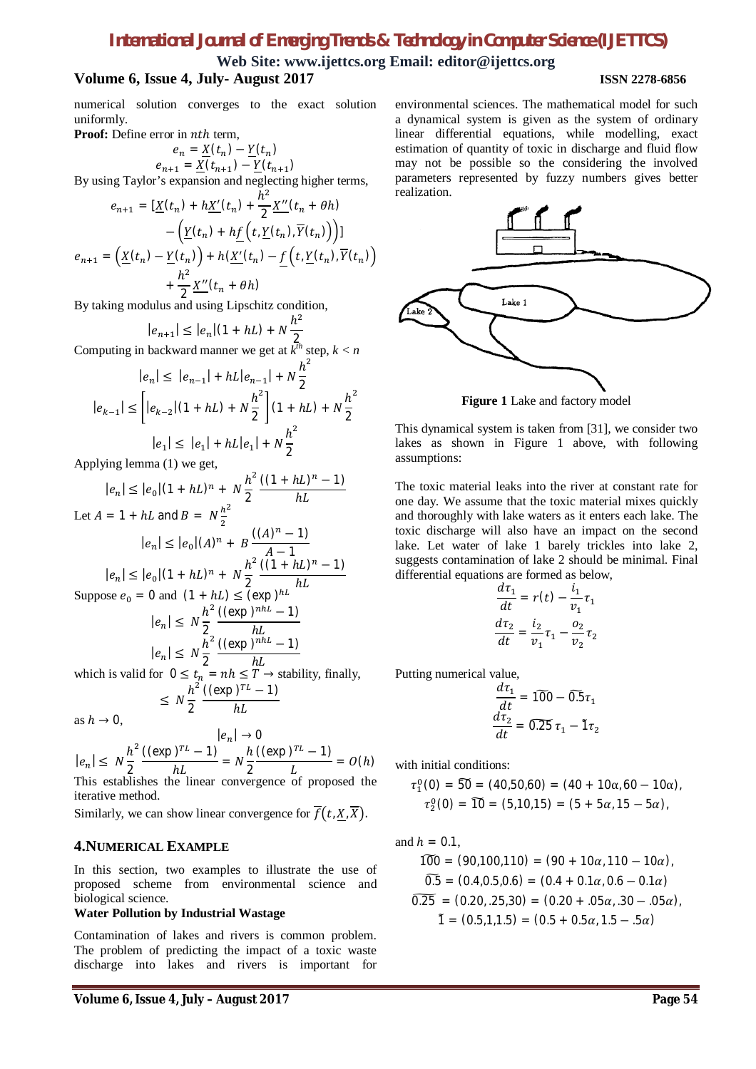numerical solution converges to the exact solution uniformly.

**Proof:** Define error in $nth$ term,

$$e_n = \underline{X}(t_n) - \underline{Y}(t_n)$$
$$e_{n+1} = \underline{X}(t_{n+1}) - \underline{Y}(t_{n+1})$$

By using Taylor's expansion and neglecting higher terms,

$$e_{n+1} = [\underline{X}(t_n) + h\underline{X}'(t_n) + \frac{h^2}{2}\underline{X}''(t_n + \theta h) - \left(\underline{Y}(t_n) + h\underline{f}\left(t, \underline{Y}(t_n), \overline{Y}(t_n)\right)\right)]$$

$$e_{n+1} = \left(\underline{X}(t_n) - \underline{Y}(t_n)\right) + h(\underline{X}'(t_n) - \underline{f}\left(t, \underline{Y}(t_n), \overline{Y}(t_n)\right) + \frac{h^2}{2}\underline{X}''(t_n + \theta h)$$

By taking modulus and using Lipschitz condition,

$$|e_{n+1}| \le |e_n|(1 + hL) + N\frac{h^2}{2}$$

Computing in backward manner we get at $k^{th}$ step, $k < n$

$$|e_n| \le |e_{n-1}| + hL|e_{n-1}| + N\frac{h^2}{2}$$

$$|e_{k-1}| \le \left[|e_{k-2}|(1 + hL) + N\frac{h^2}{2}\right](1 + hL) + N\frac{h^2}{2}$$

$$|e_1| \le |e_1| + hL|e_1| + N\frac{h^2}{2}$$

Applying lemma (1) we get,

$$|e_n| \le |e_0|(1 + hL)^n + N\frac{h^2}{2}\frac{((1 + hL)^n - 1)}{hL}$$

Let $A = 1 + hL$ and $B = N\frac{h^2}{2}$

$$|e_n| \le |e_0|(A)^n + B\frac{((A)^n - 1)}{A - 1}$$

$$|e_n| \le |e_0|(1 + hL)^n + N\frac{h^2}{2}\frac{((1 + hL)^n - 1)}{hL}$$

Suppose $e_0 = 0$ and $(1 + hL) \le (\exp)^{hL}$

$$|e_n| \le N\frac{h^2}{2}\frac{((\exp)^{nhL} - 1)}{hL}$$

$$|e_n| \le N\frac{h^2}{2}\frac{((\exp)^{nhL} - 1)}{hL}$$

which is valid for $0 \le t_n = nh \le T \rightarrow$ stability, finally,

$$\le N\frac{h^2}{2}\frac{((\exp)^{TL} - 1)}{hL}$$

as $h \rightarrow 0$,

$$|e_n| \rightarrow 0$$

$$|e_n| \le N\frac{h^2}{2}\frac{((\exp)^{TL} - 1)}{hL} = N\frac{h}{2}\frac{((\exp)^{TL} - 1)}{L} = O(h)$$

This establishes the linear convergence of proposed the iterative method.

Similarly, we can show linear convergence for $\overline{f}(t, \underline{X}, \overline{X})$.

## 4. Numerical Example

In this section, two examples to illustrate the use of proposed scheme from environmental science and biological science.

**Water Pollution by Industrial Wastage**

Contamination of lakes and rivers is common problem. The problem of predicting the impact of a toxic waste discharge into lakes and rivers is important for environmental sciences. The mathematical model for such a dynamical system is given as the system of ordinary linear differential equations, while modelling, exact estimation of quantity of toxic in discharge and fluid flow may not be possible so the considering the involved parameters represented by fuzzy numbers gives better realization.

**Figure 1** Lake and factory model

This dynamical system is taken from [31], we consider two lakes as shown in Figure 1 above, with following assumptions:

The toxic material leaks into the river at constant rate for one day. We assume that the toxic material mixes quickly and thoroughly with lake waters as it enters each lake. The toxic discharge will also have an impact on the second lake. Let water of lake 1 barely trickles into lake 2, suggests contamination of lake 2 should be minimal. Final differential equations are formed as below,

$$\frac{d\tau_1}{dt} = r(t) - \frac{i_1}{v_1}\tau_1$$

$$\frac{d\tau_2}{dt} = \frac{i_2}{v_1}\tau_1 - \frac{o_2}{v_2}\tau_2$$

Putting numerical value,

$$\frac{d\tau_1}{dt} = \widetilde{100} - \widetilde{0.5}\tau_1$$

$$\frac{d\tau_2}{dt} = \widetilde{0.25}\,\tau_1 - \tilde{1}\tau_2$$

with initial conditions:

$$\tau_1^0(0) = \widetilde{50} = (40, 50, 60) = (40 + 10\alpha, 60 - 10\alpha),$$

$$\tau_2^0(0) = \widetilde{10} = (5, 10, 15) = (5 + 5\alpha, 15 - 5\alpha),$$

and $h = 0.1$,

$$\widetilde{100} = (90, 100, 110) = (90 + 10\alpha, 110 - 10\alpha),$$

$$\widetilde{0.5} = (0.4, 0.5, 0.6) = (0.4 + 0.1\alpha, 0.6 - 0.1\alpha)$$

$$\widetilde{0.25} = (0.20, .25, 30) = (0.20 + .05\alpha, .30 - .05\alpha),$$

$$\tilde{1} = (0.5, 1, 1.5) = (0.5 + 0.5\alpha, 1.5 - .5\alpha)$$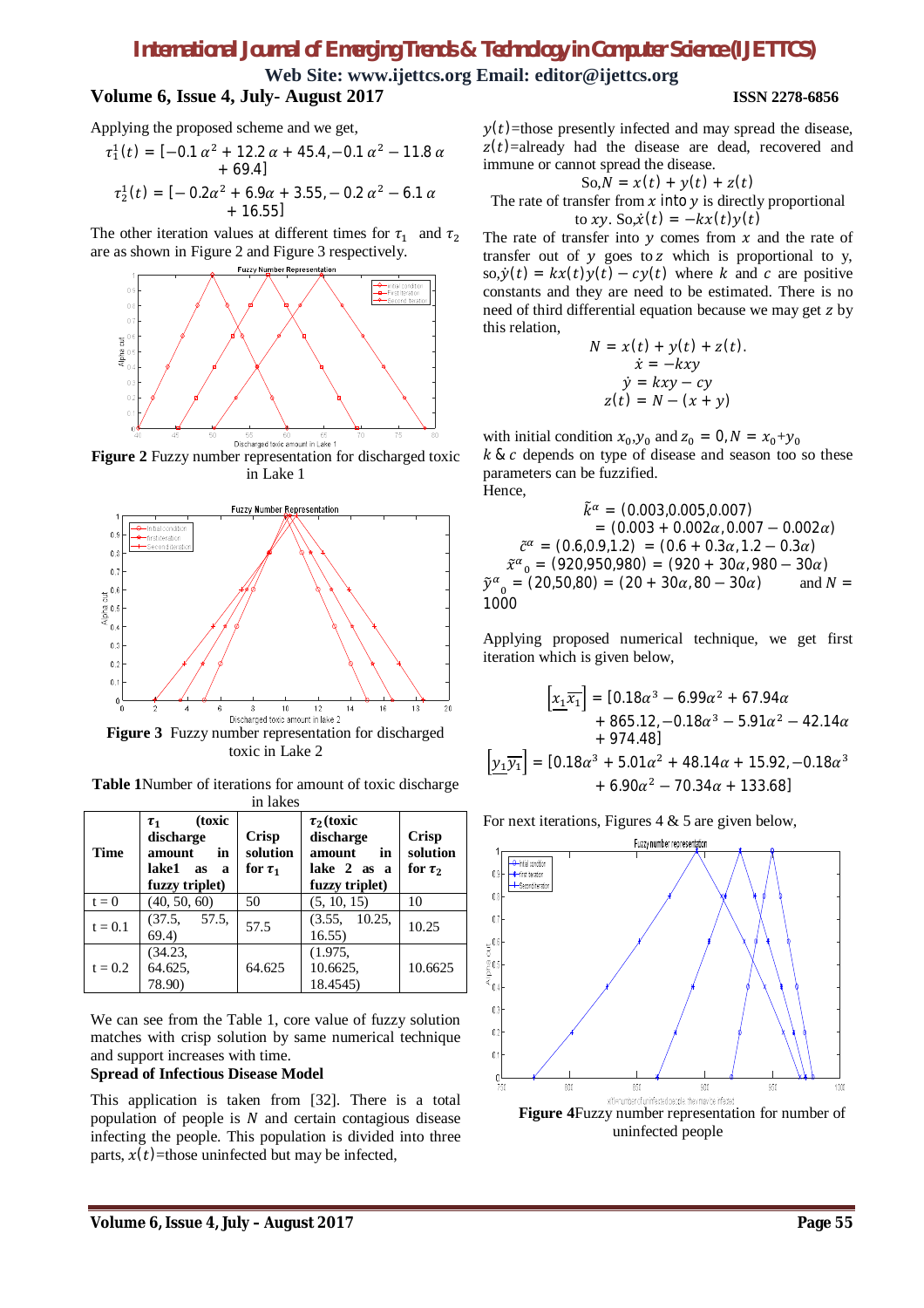Applying the proposed scheme and we get,

$$\tau_1^1(t) = [-0.1\,\alpha^2 + 12.2\,\alpha + 45.4, -0.1\,\alpha^2 - 11.8\,\alpha + 69.4]$$

$$\tau_2^1(t) = [-0.2\alpha^2 + 6.9\alpha + 3.55, -0.2\,\alpha^2 - 6.1\,\alpha + 16.55]$$

The other iteration values at different times for $\tau_1$ and $\tau_2$ are as shown in Figure 2 and Figure 3 respectively.

**Figure 2** Fuzzy number representation for discharged toxic in Lake 1

**Figure 3** Fuzzy number representation for discharged toxic in Lake 2

**Table 1** Number of iterations for amount of toxic discharge in lakes

| Time | $\tau_1$ (toxic discharge amount in lake1 as a fuzzy triplet) | Crisp solution for $\tau_1$ | $\tau_2$ (toxic discharge amount in lake 2 as a fuzzy triplet) | Crisp solution for $\tau_2$ |
|---|---|---|---|---|
| t = 0 | (40, 50, 60) | 50 | (5, 10, 15) | 10 |
| t = 0.1 | (37.5, 57.5, 69.4) | 57.5 | (3.55, 10.25, 16.55) | 10.25 |
| t = 0.2 | (34.23, 64.625, 78.90) | 64.625 | (1.975, 10.6625, 18.4545) | 10.6625 |

We can see from the Table 1, core value of fuzzy solution matches with crisp solution by same numerical technique and support increases with time.

**Spread of Infectious Disease Model**

This application is taken from [32]. There is a total population of people is $N$ and certain contagious disease infecting the people. This population is divided into three parts, $x(t)$=those uninfected but may be infected, $y(t)$=those presently infected and may spread the disease, $z(t)$=already had the disease are dead, recovered and immune or cannot spread the disease.

$$\text{So,}N = x(t) + y(t) + z(t)$$

The rate of transfer from $x$ into $y$ is directly proportional to $xy$. So,$\dot{x}(t) = -kx(t)y(t)$

The rate of transfer into $y$ comes from $x$ and the rate of transfer out of $y$ goes to $z$ which is proportional to y, so,$\dot{y}(t) = kx(t)y(t) - cy(t)$ where $k$ and $c$ are positive constants and they are need to be estimated. There is no need of third differential equation because we may get $z$ by this relation,

$$N = x(t) + y(t) + z(t).$$
$$\dot{x} = -kxy$$
$$\dot{y} = kxy - cy$$
$$z(t) = N - (x + y)$$

with initial condition $x_0$,$y_0$ and $z_0 = 0, N = x_0 + y_0$

$k$ & $c$ depends on type of disease and season too so these parameters can be fuzzified.

Hence,

$$\tilde{k}^{\alpha} = (0.003, 0.005, 0.007) = (0.003 + 0.002\alpha, 0.007 - 0.002\alpha)$$

$$\tilde{c}^{\alpha} = (0.6, 0.9, 1.2) = (0.6 + 0.3\alpha, 1.2 - 0.3\alpha)$$

$$\tilde{x}^{\alpha}{}_0 = (920, 950, 980) = (920 + 30\alpha, 980 - 30\alpha)$$

$$\tilde{y}^{\alpha}{}_0 = (20, 50, 80) = (20 + 30\alpha, 80 - 30\alpha) \quad \text{and } N = 1000$$

Applying proposed numerical technique, we get first iteration which is given below,

$$[\underline{x_1}\overline{x_1}] = [0.18\alpha^3 - 6.99\alpha^2 + 67.94\alpha + 865.12, -0.18\alpha^3 - 5.91\alpha^2 - 42.14\alpha + 974.48]$$

$$[\underline{y_1}\overline{y_1}] = [0.18\alpha^3 + 5.01\alpha^2 + 48.14\alpha + 15.92, -0.18\alpha^3 + 6.90\alpha^2 - 70.34\alpha + 133.68]$$

For next iterations, Figures 4 & 5 are given below,

**Figure 4** Fuzzy number representation for number of uninfected people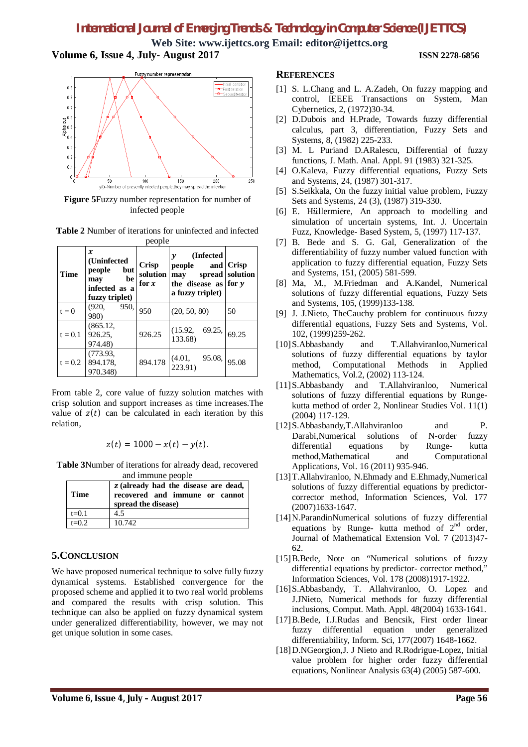Figure 5Fuzzy number representation for number of infected people

Table 2 Number of iterations for uninfected and infected people

| Time | $x$ (Uninfected people but may be infected as a fuzzy triplet) | Crisp solution for $x$ | $y$ (Infected people and may spread the disease as a fuzzy triplet) | Crisp solution for $y$ |
|---|---|---|---|---|
| t = 0 | (920, 950, 980) | 950 | (20, 50, 80) | 50 |
| t = 0.1 | (865.12, 926.25, 974.48) | 926.25 | (15.92, 69.25, 133.68) | 69.25 |
| t = 0.2 | (773.93, 894.178, 970.348) | 894.178 | (4.01, 95.08, 223.91) | 95.08 |

From table 2, core value of fuzzy solution matches with crisp solution and support increases as time increases.The value of $z(t)$ can be calculated in each iteration by this relation,

$$z(t) = 1000 - x(t) - y(t).$$

Table 3Number of iterations for already dead, recovered and immune people

| Time | $z$ (already had the disease are dead, recovered and immune or cannot spread the disease) |
|---|---|
| t=0.1 | 4.5 |
| t=0.2 | 10.742 |

## 5.CONCLUSION

We have proposed numerical technique to solve fully fuzzy dynamical systems. Established convergence for the proposed scheme and applied it to two real world problems and compared the results with crisp solution. This technique can also be applied on fuzzy dynamical system under generalized differentiability, however, we may not get unique solution in some cases.

## REFERENCES

[1] S. L.Chang and L. A.Zadeh, On fuzzy mapping and control, IEEEE Transactions on System, Man Cybernetics, 2, (1972)30-34.

[2] D.Dubois and H.Prade, Towards fuzzy differential calculus, part 3, differentiation, Fuzzy Sets and Systems, 8, (1982) 225-233.

[3] M. L Puriand D.ARalescu, Differential of fuzzy functions, J. Math. Anal. Appl. 91 (1983) 321-325.

[4] O.Kaleva, Fuzzy differential equations, Fuzzy Sets and Systems, 24, (1987) 301-317.

[5] S.Seikkala, On the fuzzy initial value problem, Fuzzy Sets and Systems, 24 (3), (1987) 319-330.

[6] E. Hüllermiere, An approach to modelling and simulation of uncertain systems, Int. J. Uncertain Fuzz, Knowledge- Based System, 5, (1997) 117-137.

[7] B. Bede and S. G. Gal, Generalization of the differentiability of fuzzy number valued function with application to fuzzy differential equation, Fuzzy Sets and Systems, 151, (2005) 581-599.

[8] Ma, M., M.Friedman and A.Kandel, Numerical solutions of fuzzy differential equations, Fuzzy Sets and Systems, 105, (1999)133-138.

[9] J. J.Nieto, TheCauchy problem for continuous fuzzy differential equations, Fuzzy Sets and Systems, Vol. 102, (1999)259-262.

[10] S.Abbasbandy and T.Allahviranloo,Numerical solutions of fuzzy differential equations by taylor method, Computational Methods in Applied Mathematics, Vol.2, (2002) 113-124.

[11] S.Abbasbandy and T.Allahviranloo, Numerical solutions of fuzzy differential equations by Runge-kutta method of order 2, Nonlinear Studies Vol. 11(1) (2004) 117-129.

[12] S.Abbasbandy,T.Allahviranloo and P. Darabi,Numerical solutions of N-order fuzzy differential equations by Runge- kutta method,Mathematical and Computational Applications, Vol. 16 (2011) 935-946.

[13] T.Allahviranloo, N.Ehmady and E.Ehmady,Numerical solutions of fuzzy differential equations by predictor-corrector method, Information Sciences, Vol. 177 (2007)1633-1647.

[14] N.ParandinNumerical solutions of fuzzy differential equations by Runge- kutta method of 2nd order, Journal of Mathematical Extension Vol. 7 (2013)47-62.

[15] B.Bede, Note on "Numerical solutions of fuzzy differential equations by predictor- corrector method," Information Sciences, Vol. 178 (2008)1917-1922.

[16] S.Abbasbandy, T. Allahviranloo, O. Lopez and J.JNieto, Numerical methods for fuzzy differential inclusions, Comput. Math. Appl. 48(2004) 1633-1641.

[17] B.Bede, I.J.Rudas and Bencsik, First order linear fuzzy differential equation under generalized differentiability, Inform. Sci, 177(2007) 1648-1662.

[18] D.NGeorgion,J. J Nieto and R.Rodrigue-Lopez, Initial value problem for higher order fuzzy differential equations, Nonlinear Analysis 63(4) (2005) 587-600.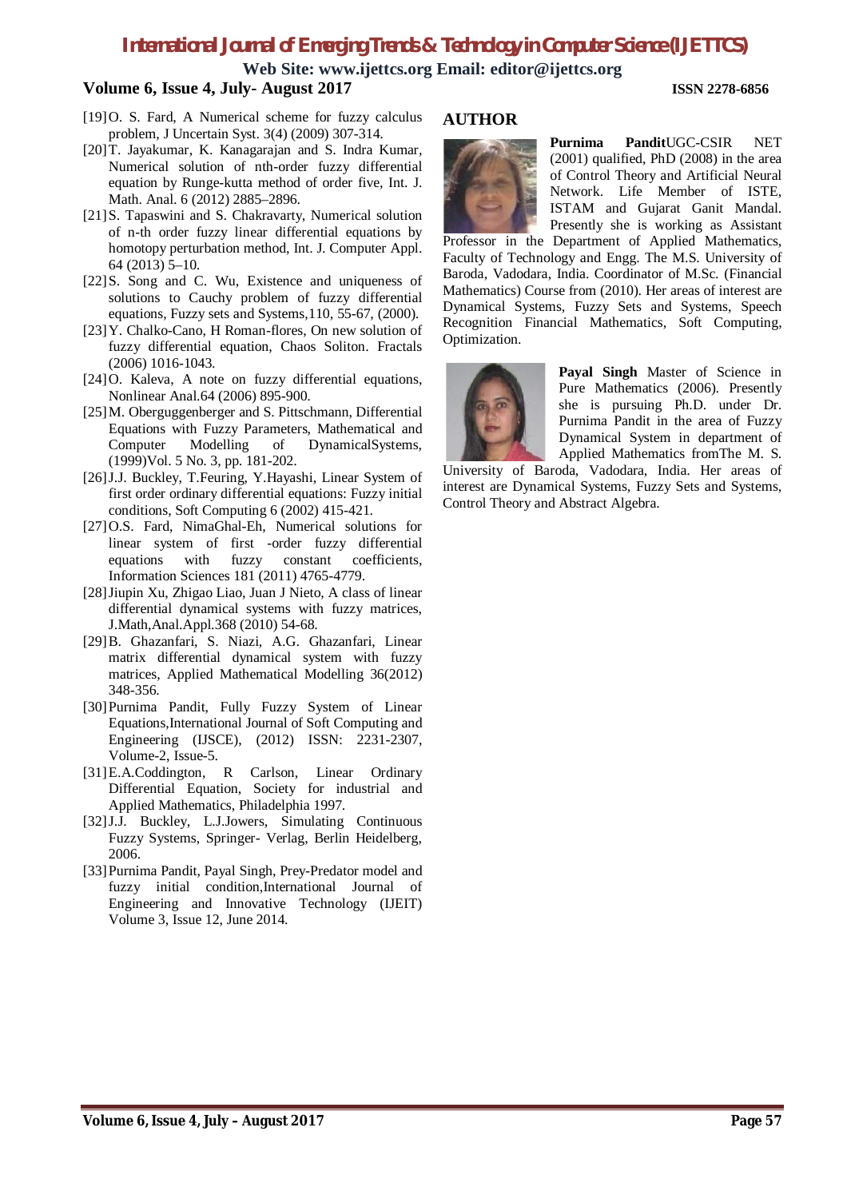[19] O. S. Fard, A Numerical scheme for fuzzy calculus problem, J Uncertain Syst. 3(4) (2009) 307-314.

[20] T. Jayakumar, K. Kanagarajan and S. Indra Kumar, Numerical solution of nth-order fuzzy differential equation by Runge-kutta method of order five, Int. J. Math. Anal. 6 (2012) 2885–2896.

[21] S. Tapaswini and S. Chakravarty, Numerical solution of n-th order fuzzy linear differential equations by homotopy perturbation method, Int. J. Computer Appl. 64 (2013) 5–10.

[22] S. Song and C. Wu, Existence and uniqueness of solutions to Cauchy problem of fuzzy differential equations, Fuzzy sets and Systems,110, 55-67, (2000).

[23] Y. Chalko-Cano, H Roman-flores, On new solution of fuzzy differential equation, Chaos Soliton. Fractals (2006) 1016-1043.

[24] O. Kaleva, A note on fuzzy differential equations, Nonlinear Anal.64 (2006) 895-900.

[25] M. Oberguggenberger and S. Pittschmann, Differential Equations with Fuzzy Parameters, Mathematical and Computer Modelling of DynamicalSystems, (1999)Vol. 5 No. 3, pp. 181-202.

[26] J.J. Buckley, T.Feuring, Y.Hayashi, Linear System of first order ordinary differential equations: Fuzzy initial conditions, Soft Computing 6 (2002) 415-421.

[27] O.S. Fard, NimaGhal-Eh, Numerical solutions for linear system of first -order fuzzy differential equations with fuzzy constant coefficients, Information Sciences 181 (2011) 4765-4779.

[28] Jiupin Xu, Zhigao Liao, Juan J Nieto, A class of linear differential dynamical systems with fuzzy matrices, J.Math,Anal.Appl.368 (2010) 54-68.

[29] B. Ghazanfari, S. Niazi, A.G. Ghazanfari, Linear matrix differential dynamical system with fuzzy matrices, Applied Mathematical Modelling 36(2012) 348-356.

[30] Purnima Pandit, Fully Fuzzy System of Linear Equations,International Journal of Soft Computing and Engineering (IJSCE), (2012) ISSN: 2231-2307, Volume-2, Issue-5.

[31] E.A.Coddington, R Carlson, Linear Ordinary Differential Equation, Society for industrial and Applied Mathematics, Philadelphia 1997.

[32] J.J. Buckley, L.J.Jowers, Simulating Continuous Fuzzy Systems, Springer- Verlag, Berlin Heidelberg, 2006.

[33] Purnima Pandit, Payal Singh, Prey-Predator model and fuzzy initial condition,International Journal of Engineering and Innovative Technology (IJEIT) Volume 3, Issue 12, June 2014.

## AUTHOR

**Purnima Pandit** UGC-CSIR NET (2001) qualified, PhD (2008) in the area of Control Theory and Artificial Neural Network. Life Member of ISTE, ISTAM and Gujarat Ganit Mandal. Presently she is working as Assistant Professor in the Department of Applied Mathematics, Faculty of Technology and Engg. The M.S. University of Baroda, Vadodara, India. Coordinator of M.Sc. (Financial Mathematics) Course from (2010). Her areas of interest are Dynamical Systems, Fuzzy Sets and Systems, Speech Recognition Financial Mathematics, Soft Computing, Optimization.

**Payal Singh** Master of Science in Pure Mathematics (2006). Presently she is pursuing Ph.D. under Dr. Purnima Pandit in the area of Fuzzy Dynamical System in department of Applied Mathematics fromThe M. S. University of Baroda, Vadodara, India. Her areas of interest are Dynamical Systems, Fuzzy Sets and Systems, Control Theory and Abstract Algebra.